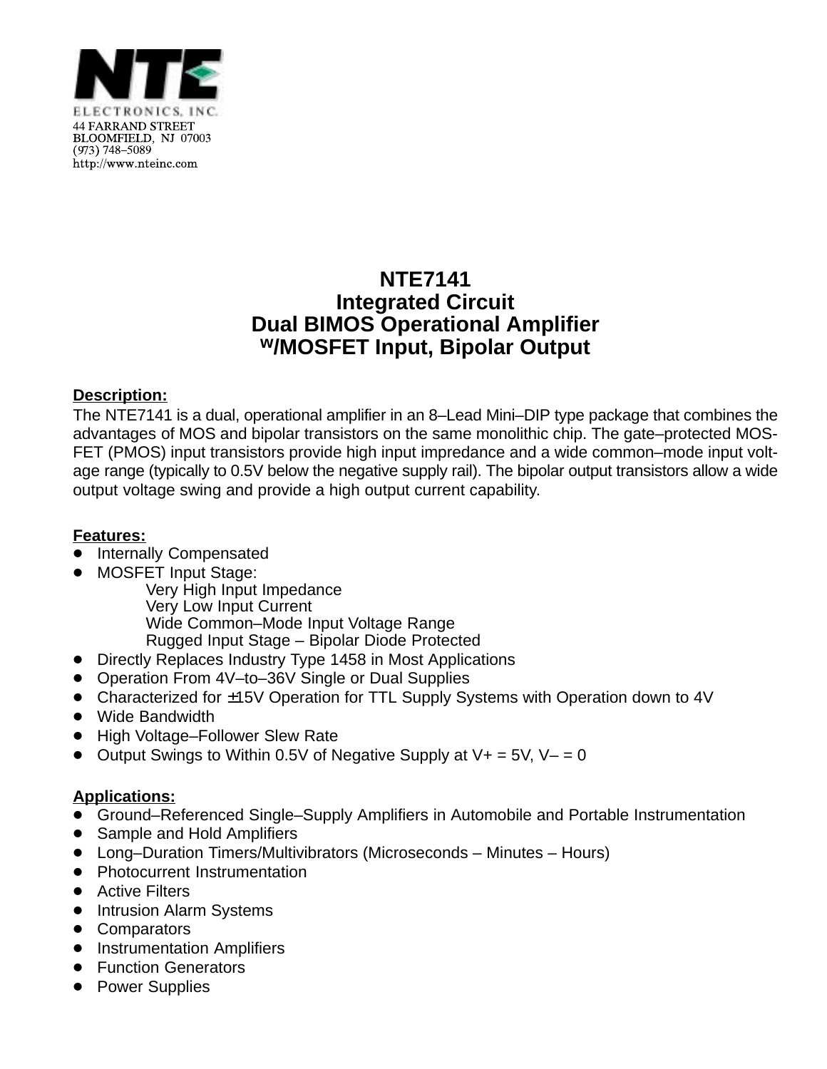**NTE**

ELECTRONICS, INC.
44 FARRAND STREET
BLOOMFIELD, NJ 07003
(973) 748–5089
http://www.nteinc.com

# NTE7141
# Integrated Circuit
# Dual BIMOS Operational Amplifier
# W/MOSFET Input, Bipolar Output

**Description:**

The NTE7141 is a dual, operational amplifier in an 8–Lead Mini–DIP type package that combines the advantages of MOS and bipolar transistors on the same monolithic chip. The gate–protected MOSFET (PMOS) input transistors provide high input impredance and a wide common–mode input voltage range (typically to 0.5V below the negative supply rail). The bipolar output transistors allow a wide output voltage swing and provide a high output current capability.

**Features:**

- Internally Compensated
- MOSFET Input Stage:
  - Very High Input Impedance
  - Very Low Input Current
  - Wide Common–Mode Input Voltage Range
  - Rugged Input Stage – Bipolar Diode Protected
- Directly Replaces Industry Type 1458 in Most Applications
- Operation From 4V–to–36V Single or Dual Supplies
- Characterized for ±15V Operation for TTL Supply Systems with Operation down to 4V
- Wide Bandwidth
- High Voltage–Follower Slew Rate
- Output Swings to Within 0.5V of Negative Supply at V+ = 5V, V– = 0

**Applications:**

- Ground–Referenced Single–Supply Amplifiers in Automobile and Portable Instrumentation
- Sample and Hold Amplifiers
- Long–Duration Timers/Multivibrators (Microseconds – Minutes – Hours)
- Photocurrent Instrumentation
- Active Filters
- Intrusion Alarm Systems
- Comparators
- Instrumentation Amplifiers
- Function Generators
- Power Supplies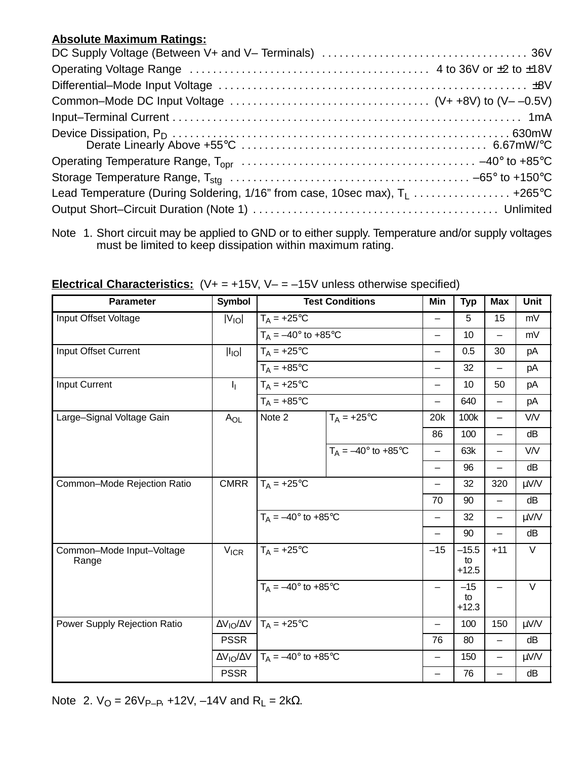**Absolute Maximum Ratings:**

DC Supply Voltage (Between V+ and V– Terminals) . . . . . . . . . . . . . . . . . . . . . . . . . . . . . . . . . . . 36V

Operating Voltage Range . . . . . . . . . . . . . . . . . . . . . . . . . . . . . . . . . . . . . . . . . 4 to 36V or ±2 to ±18V

Differential–Mode Input Voltage . . . . . . . . . . . . . . . . . . . . . . . . . . . . . . . . . . . . . . . . . . . . . . . . . . . . ±8V

Common–Mode DC Input Voltage . . . . . . . . . . . . . . . . . . . . . . . . . . . . . . . . . . (V+ +8V) to (V– –0.5V)

Input–Terminal Current . . . . . . . . . . . . . . . . . . . . . . . . . . . . . . . . . . . . . . . . . . . . . . . . . . . . . . . . . . . . 1mA

Device Dissipation, $P_D$ . . . . . . . . . . . . . . . . . . . . . . . . . . . . . . . . . . . . . . . . . . . . . . . . . . . . . . . . 630mW

Derate Linearly Above +55°C . . . . . . . . . . . . . . . . . . . . . . . . . . . . . . . . . . . . . . . . . . . 6.67mW/°C

Operating Temperature Range, $T_{opr}$ . . . . . . . . . . . . . . . . . . . . . . . . . . . . . . . . . . . . . . . . –40° to +85°C

Storage Temperature Range, $T_{stg}$ . . . . . . . . . . . . . . . . . . . . . . . . . . . . . . . . . . . . . . . . . –65° to +150°C

Lead Temperature (During Soldering, 1/16" from case, 10sec max), $T_L$ . . . . . . . . . . . . . . . . . +265°C

Output Short–Circuit Duration (Note 1) . . . . . . . . . . . . . . . . . . . . . . . . . . . . . . . . . . . . . . . . . . Unlimited

Note 1. Short circuit may be applied to GND or to either supply. Temperature and/or supply voltages must be limited to keep dissipation within maximum rating.

**Electrical Characteristics:** (V+ = +15V, V– = –15V unless otherwise specified)

| Parameter | Symbol | Test Conditions | | Min | Typ | Max | Unit |
|---|---|---|---|---|---|---|---|
| Input Offset Voltage | $\lvert V_{IO} \rvert$ | $T_A$ = +25°C | | – | 5 | 15 | mV |
| | | $T_A$ = –40° to +85°C | | – | 10 | – | mV |
| Input Offset Current | $\lvert I_{IO} \rvert$ | $T_A$ = +25°C | | – | 0.5 | 30 | pA |
| | | $T_A$ = +85°C | | – | 32 | – | pA |
| Input Current | $I_I$ | $T_A$ = +25°C | | – | 10 | 50 | pA |
| | | $T_A$ = +85°C | | – | 640 | – | pA |
| Large–Signal Voltage Gain | $A_{OL}$ | Note 2 | $T_A$ = +25°C | 20k | 100k | – | V/V |
| | | | | 86 | 100 | – | dB |
| | | | $T_A$ = –40° to +85°C | – | 63k | – | V/V |
| | | | | – | 96 | – | dB |
| Common–Mode Rejection Ratio | CMRR | $T_A$ = +25°C | | – | 32 | 320 | µV/V |
| | | | | 70 | 90 | – | dB |
| | | $T_A$ = –40° to +85°C | | – | 32 | – | µV/V |
| | | | | – | 90 | – | dB |
| Common–Mode Input–Voltage Range | $V_{ICR}$ | $T_A$ = +25°C | | –15 | –15.5 to +12.5 | +11 | V |
| | | $T_A$ = –40° to +85°C | | – | –15 to +12.3 | – | V |
| Power Supply Rejection Ratio | $\Delta V_{IO}/\Delta V$ | $T_A$ = +25°C | | – | 100 | 150 | µV/V |
| | PSSR | | | 76 | 80 | – | dB |
| | $\Delta V_{IO}/\Delta V$ | $T_A$ = –40° to +85°C | | – | 150 | – | µV/V |
| | PSSR | | | – | 76 | – | dB |

Note 2. $V_O$ = 26$V_{P-P}$, +12V, –14V and $R_L$ = 2kΩ.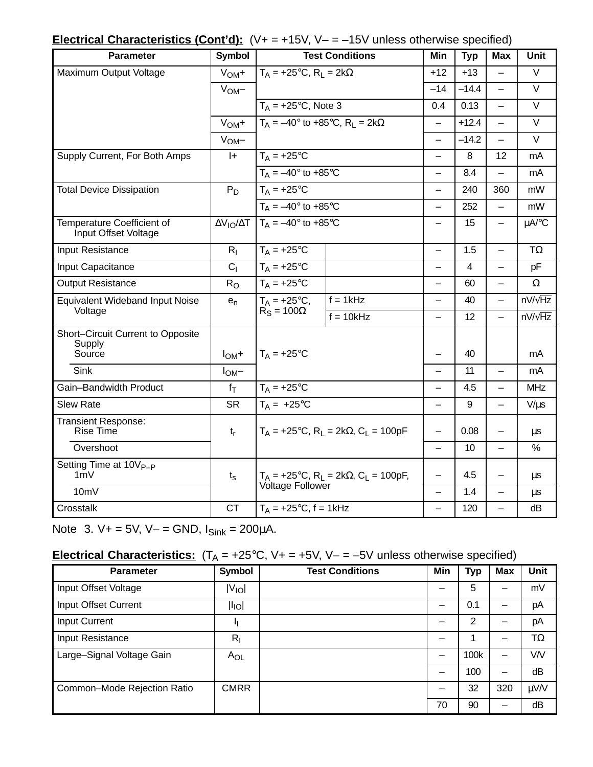**Electrical Characteristics (Cont'd):** (V+ = +15V, V– = –15V unless otherwise specified)

| Parameter | Symbol | Test Conditions | | Min | Typ | Max | Unit |
|---|---|---|---|---|---|---|---|
| Maximum Output Voltage | $V_{OM}+$ | $T_A$ = +25°C, $R_L$ = 2kΩ | | +12 | +13 | – | V |
| | $V_{OM}–$ | | | –14 | –14.4 | – | V |
| | | $T_A$ = +25°C, Note 3 | | 0.4 | 0.13 | – | V |
| | $V_{OM}+$ | $T_A$ = –40° to +85°C, $R_L$ = 2kΩ | | – | +12.4 | – | V |
| | $V_{OM}–$ | | | – | –14.2 | – | V |
| Supply Current, For Both Amps | I+ | $T_A$ = +25°C | | – | 8 | 12 | mA |
| | | $T_A$ = –40° to +85°C | | – | 8.4 | – | mA |
| Total Device Dissipation | $P_D$ | $T_A$ = +25°C | | – | 240 | 360 | mW |
| | | $T_A$ = –40° to +85°C | | – | 252 | – | mW |
| Temperature Coefficient of Input Offset Voltage | $\Delta V_{IO}/\Delta T$ | $T_A$ = –40° to +85°C | | – | 15 | – | µA/°C |
| Input Resistance | $R_I$ | $T_A$ = +25°C | | – | 1.5 | – | TΩ |
| Input Capacitance | $C_I$ | $T_A$ = +25°C | | – | 4 | – | pF |
| Output Resistance | $R_O$ | $T_A$ = +25°C | | – | 60 | – | Ω |
| Equivalent Wideband Input Noise Voltage | $e_n$ | $T_A$ = +25°C, $R_S$ = 100Ω | f = 1kHz | – | 40 | – | nV/√Hz |
| | | | f = 10kHz | – | 12 | – | nV/√Hz |
| Short–Circuit Current to Opposite Supply Source | $I_{OM}+$ | $T_A$ = +25°C | | – | 40 | | mA |
| Sink | $I_{OM}–$ | | | – | 11 | – | mA |
| Gain–Bandwidth Product | $f_T$ | $T_A$ = +25°C | | – | 4.5 | – | MHz |
| Slew Rate | SR | $T_A$ = +25°C | | – | 9 | – | V/µs |
| Transient Response: Rise Time | $t_r$ | $T_A$ = +25°C, $R_L$ = 2kΩ, $C_L$ = 100pF | | – | 0.08 | – | µs |
| Overshoot | | | | – | 10 | – | % |
| Setting Time at $10V_{P–P}$ 1mV | $t_s$ | $T_A$ = +25°C, $R_L$ = 2kΩ, $C_L$ = 100pF, Voltage Follower | | – | 4.5 | – | µs |
| 10mV | | | | – | 1.4 | – | µs |
| Crosstalk | CT | $T_A$ = +25°C, f = 1kHz | | – | 120 | – | dB |

Note 3. V+ = 5V, V– = GND, $I_{Sink}$ = 200µA.

**Electrical Characteristics:** ($T_A$ = +25°C, V+ = +5V, V– = –5V unless otherwise specified)

| Parameter | Symbol | Test Conditions | Min | Typ | Max | Unit |
|---|---|---|---|---|---|---|
| Input Offset Voltage | $\lvert V_{IO} \rvert$ | | – | 5 | – | mV |
| Input Offset Current | $\lvert I_{IO} \rvert$ | | – | 0.1 | – | pA |
| Input Current | $I_I$ | | – | 2 | – | pA |
| Input Resistance | $R_I$ | | – | 1 | – | TΩ |
| Large–Signal Voltage Gain | $A_{OL}$ | | – | 100k | – | V/V |
| | | | – | 100 | – | dB |
| Common–Mode Rejection Ratio | CMRR | | – | 32 | 320 | µV/V |
| | | | 70 | 90 | – | dB |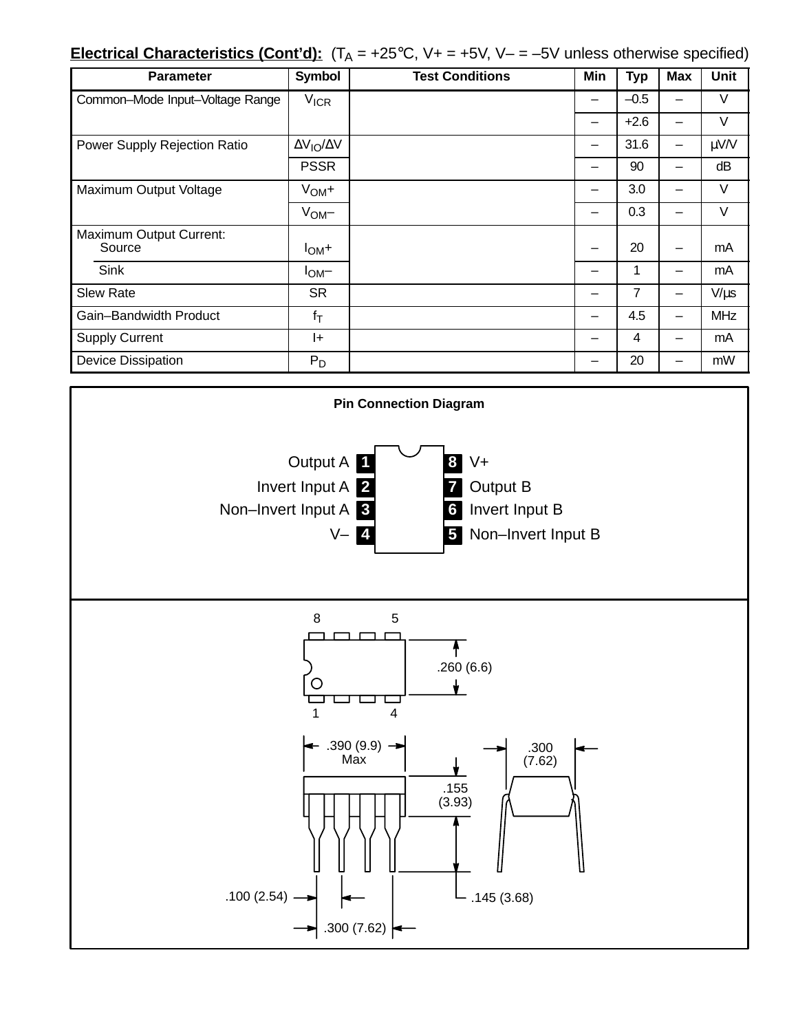**Electrical Characteristics (Cont'd):** ($T_A$ = +25°C, V+ = +5V, V– = –5V unless otherwise specified)

| Parameter | Symbol | Test Conditions | Min | Typ | Max | Unit |
|---|---|---|---|---|---|---|
| Common–Mode Input–Voltage Range | $V_{ICR}$ | | – | –0.5 | – | V |
| | | | – | +2.6 | – | V |
| Power Supply Rejection Ratio | $\Delta V_{IO}/\Delta V$ | | – | 31.6 | – | µV/V |
| | PSSR | | – | 90 | – | dB |
| Maximum Output Voltage | $V_{OM}+$ | | – | 3.0 | – | V |
| | $V_{OM}–$ | | – | 0.3 | – | V |
| Maximum Output Current: Source | $I_{OM}+$ | | – | 20 | – | mA |
| Sink | $I_{OM}–$ | | – | 1 | – | mA |
| Slew Rate | SR | | – | 7 | – | V/µs |
| Gain–Bandwidth Product | $f_T$ | | – | 4.5 | – | MHz |
| Supply Current | I+ | | – | 4 | – | mA |
| Device Dissipation | $P_D$ | | – | 20 | – | mW |

**Pin Connection Diagram**

Output A 1
Invert Input A 2
Non–Invert Input A 3
V– 4
8 V+
7 Output B
6 Invert Input B
5 Non–Invert Input B

8
5
1
4
.260 (6.6)
.390 (9.9) Max
.300 (7.62)
.155 (3.93)
.100 (2.54)
.145 (3.68)
.300 (7.62)